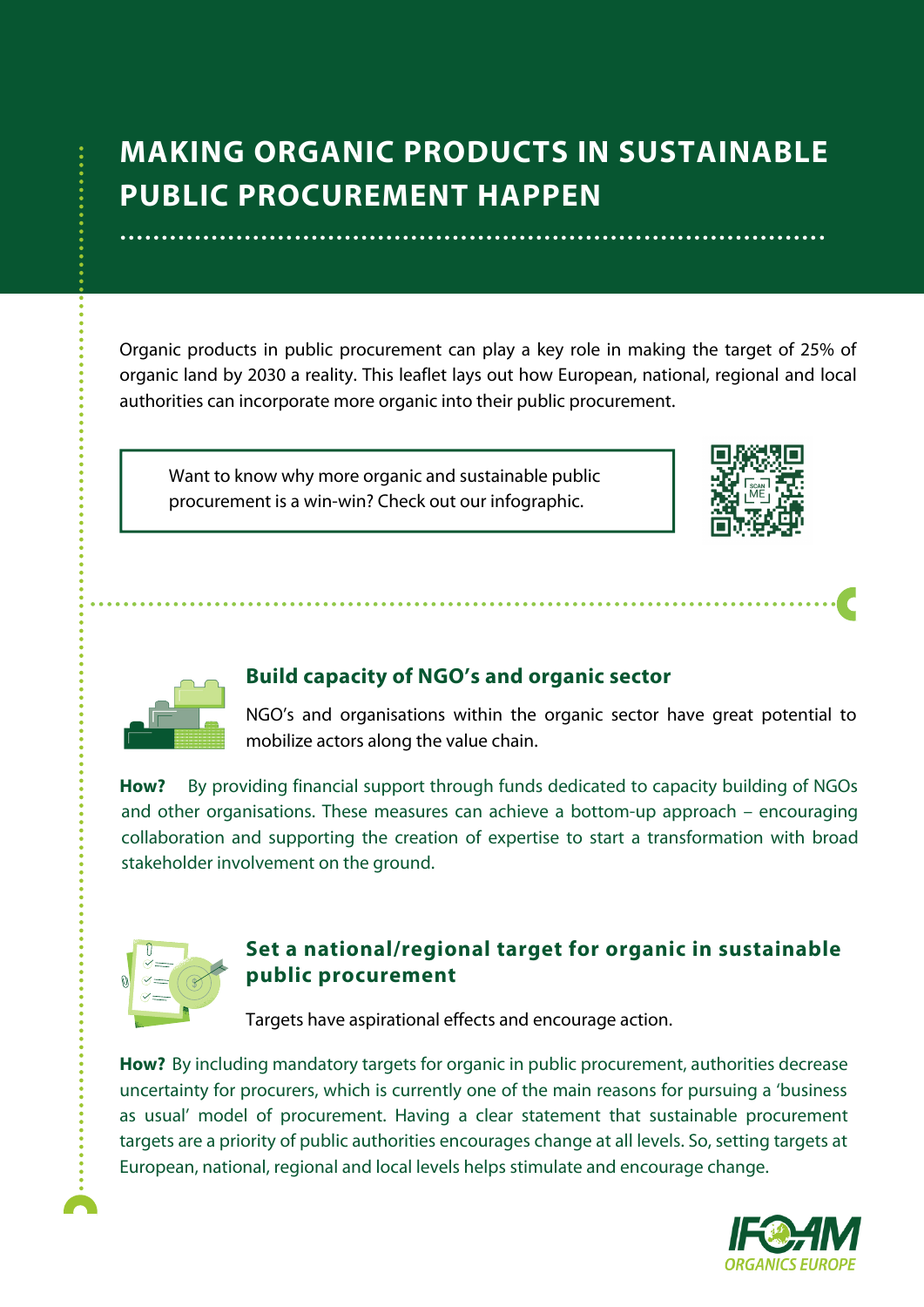# MAKING ORGANIC PRODUCTS IN SUSTAINABLE PUBLIC PROCUREMENT HAPPEN

Organic products in public procurement can play a key role in making the target of 25% of organic land by 2030 a reality. This leaflet lays out how European, national, regional and local authorities can incorporate more organic into their public procurement.

Want to know why more organic and sustainable public procurement is a win-win? Check out our infographic.

## Build capacity of NGO's and organic sector

NGO's and organisations within the organic sector have great potential to mobilize actors along the value chain.

**How?** By providing financial support through funds dedicated to capacity building of NGOs and other organisations. These measures can achieve a bottom-up approach – encouraging collaboration and supporting the creation of expertise to start a transformation with broad stakeholder involvement on the ground.

## Set a national/regional target for organic in sustainable public procurement

Targets have aspirational effects and encourage action.

**How?** By including mandatory targets for organic in public procurement, authorities decrease uncertainty for procurers, which is currently one of the main reasons for pursuing a 'business as usual' model of procurement. Having a clear statement that sustainable procurement targets are a priority of public authorities encourages change at all levels. So, setting targets at European, national, regional and local levels helps stimulate and encourage change.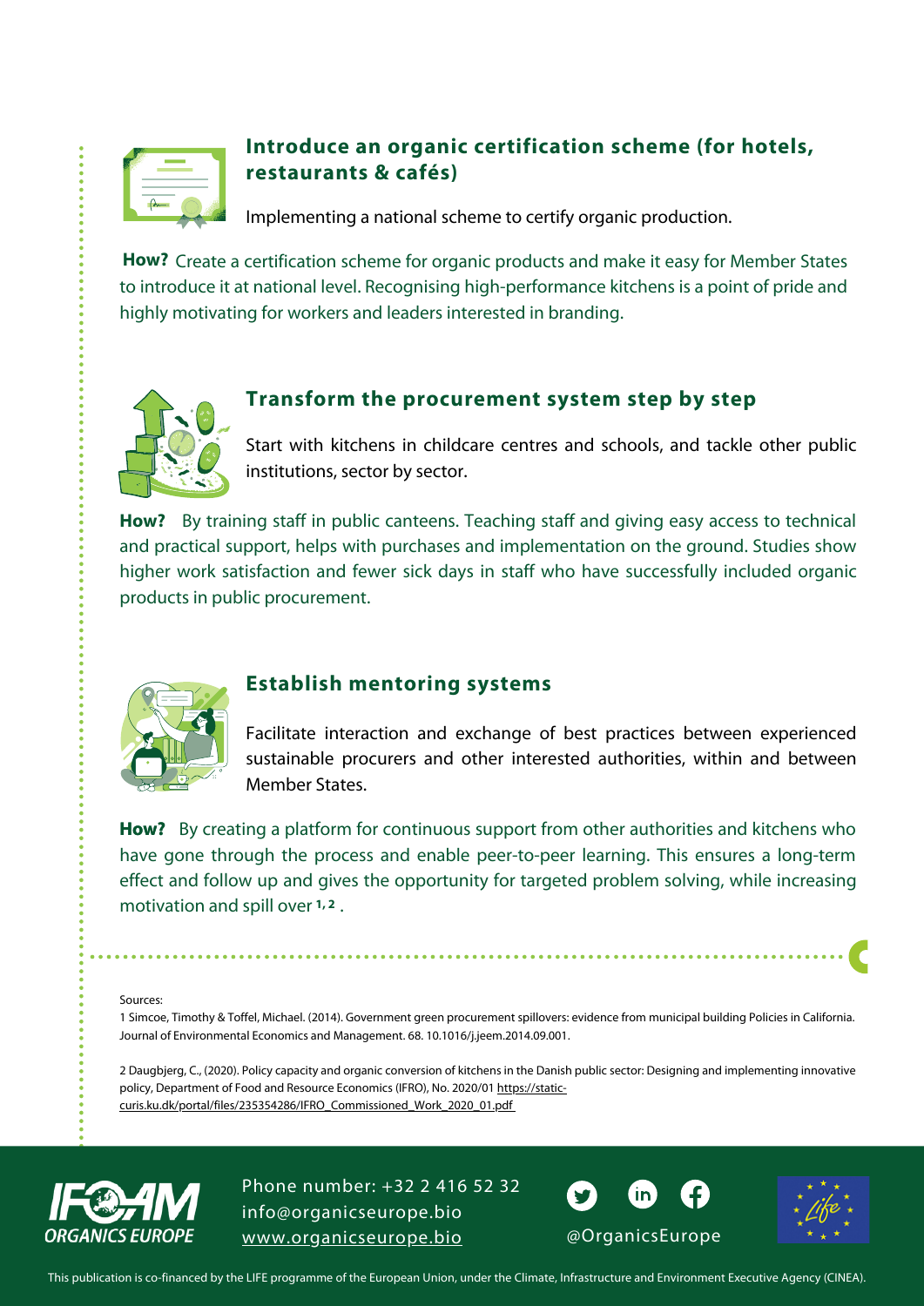## Introduce an organic certification scheme (for hotels, restaurants & cafés)

Implementing a national scheme to certify organic production.

**How?** Create a certification scheme for organic products and make it easy for Member States to introduce it at national level. Recognising high-performance kitchens is a point of pride and highly motivating for workers and leaders interested in branding.

## Transform the procurement system step by step

Start with kitchens in childcare centres and schools, and tackle other public institutions, sector by sector.

**How?** By training staff in public canteens. Teaching staff and giving easy access to technical and practical support, helps with purchases and implementation on the ground. Studies show higher work satisfaction and fewer sick days in staff who have successfully included organic products in public procurement.

## Establish mentoring systems

Facilitate interaction and exchange of best practices between experienced sustainable procurers and other interested authorities, within and between Member States.

**How?** By creating a platform for continuous support from other authorities and kitchens who have gone through the process and enable peer-to-peer learning. This ensures a long-term effect and follow up and gives the opportunity for targeted problem solving, while increasing motivation and spill over [1, 2].

Sources:

1 Simcoe, Timothy & Toffel, Michael. (2014). Government green procurement spillovers: evidence from municipal building Policies in California. Journal of Environmental Economics and Management. 68. 10.1016/j.jeem.2014.09.001.

2 Daugbjerg, C., (2020). Policy capacity and organic conversion of kitchens in the Danish public sector: Designing and implementing innovative policy, Department of Food and Resource Economics (IFRO), No. 2020/01 https://static-curis.ku.dk/portal/files/235354286/IFRO_Commissioned_Work_2020_01.pdf

IFOAM ORGANICS EUROPE

Phone number: +32 2 416 52 32
info@organicseurope.bio
www.organicseurope.bio

@OrganicsEurope

This publication is co-financed by the LIFE programme of the European Union, under the Climate, Infrastructure and Environment Executive Agency (CINEA).